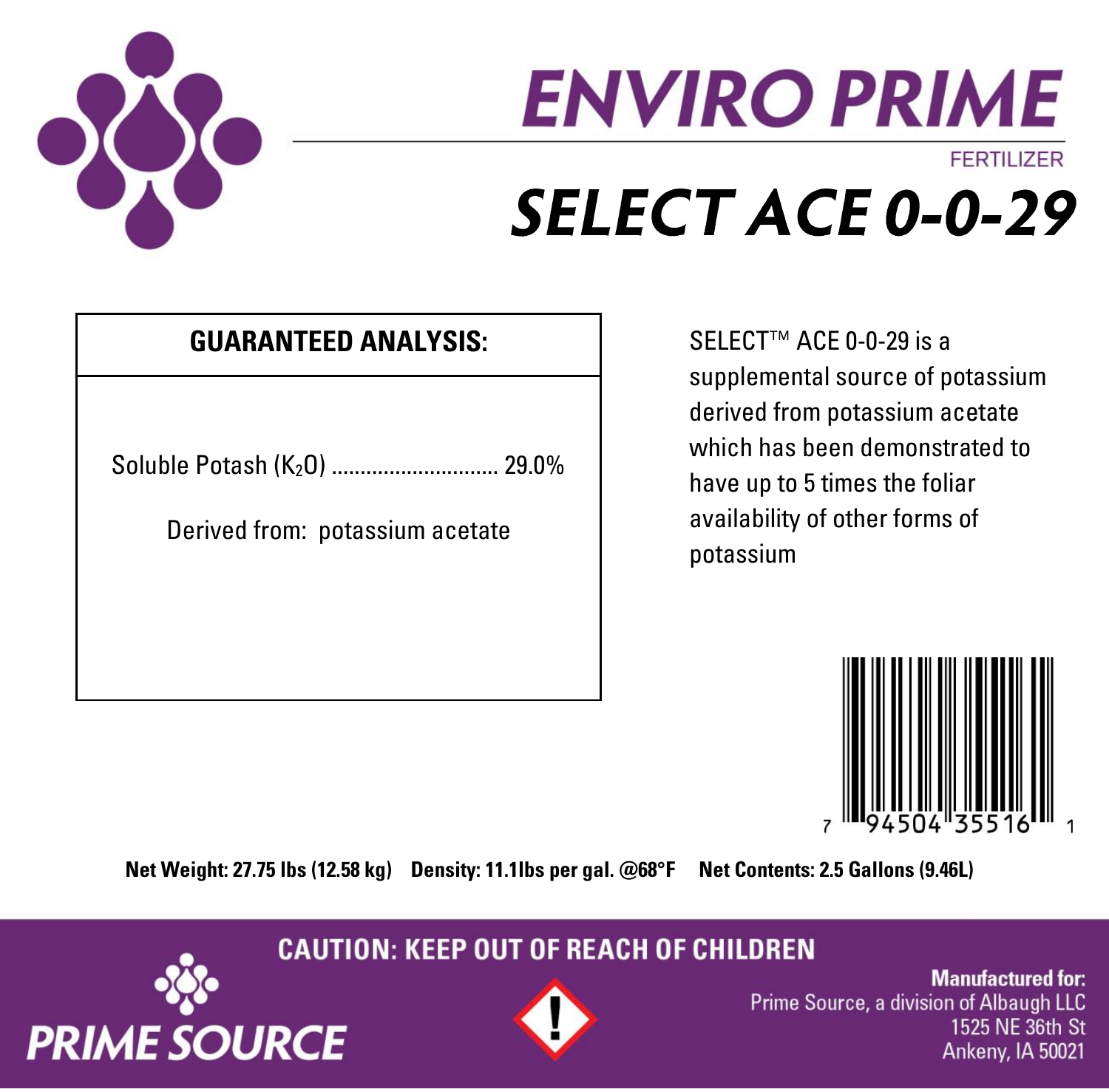# ENVIRO PRIME

FERTILIZER

# SELECT ACE 0-0-29

## GUARANTEED ANALYSIS:

Soluble Potash ($K_2O$) ............................ 29.0%

Derived from: potassium acetate

SELECT™ ACE 0-0-29 is a supplemental source of potassium derived from potassium acetate which has been demonstrated to have up to 5 times the foliar availability of other forms of potassium

7 94504 35516 1

**Net Weight: 27.75 lbs (12.58 kg)** **Density: 11.1lbs per gal. @68°F** **Net Contents: 2.5 Gallons (9.46L)**

**CAUTION: KEEP OUT OF REACH OF CHILDREN**

PRIME SOURCE

**Manufactured for:**
Prime Source, a division of Albaugh LLC
1525 NE 36th St
Ankeny, IA 50021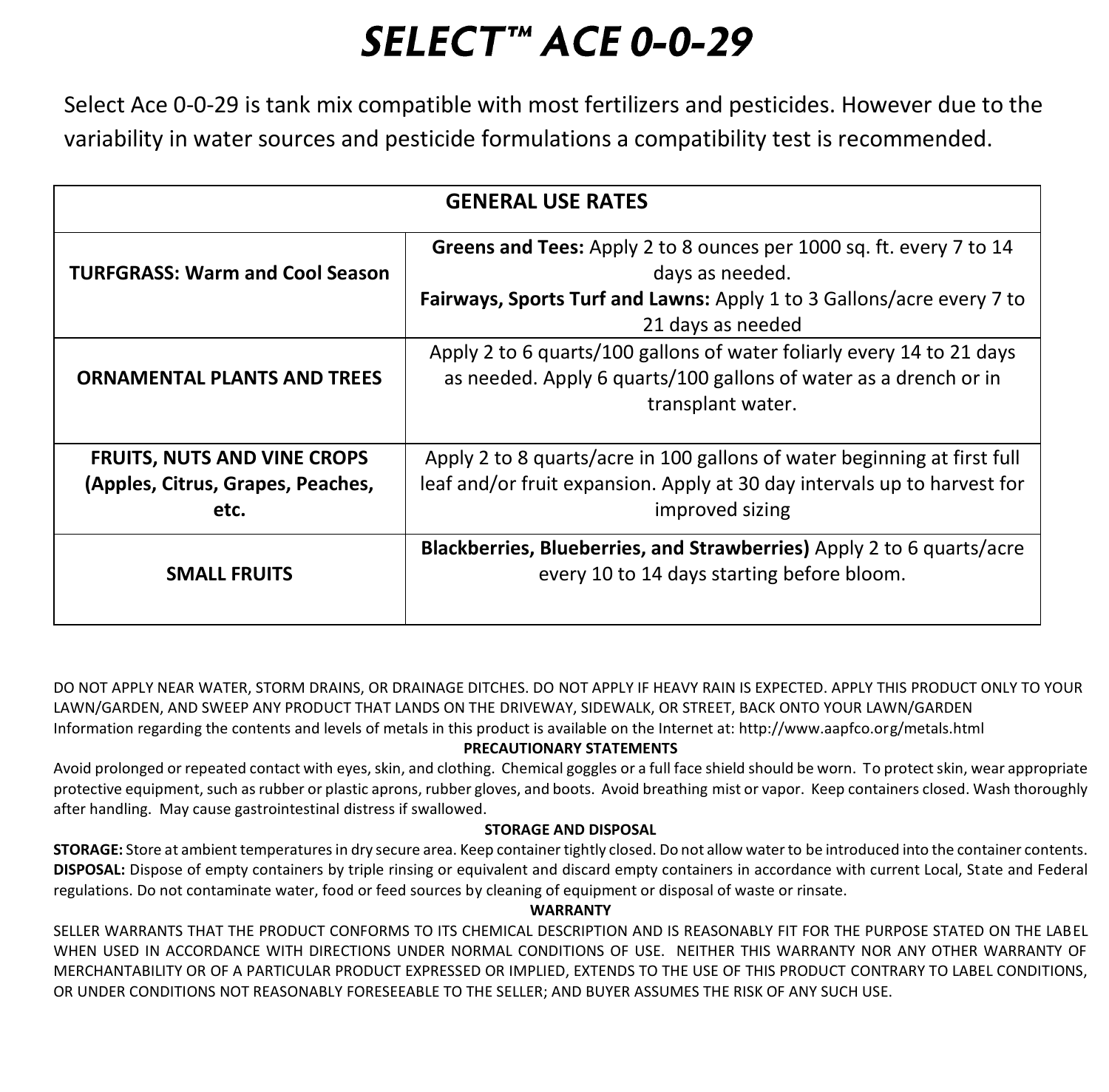# *SELECT™ ACE 0-0-29*

Select Ace 0-0-29 is tank mix compatible with most fertilizers and pesticides. However due to the variability in water sources and pesticide formulations a compatibility test is recommended.

| GENERAL USE RATES | |
|---|---|
| **TURFGRASS: Warm and Cool Season** | **Greens and Tees:** Apply 2 to 8 ounces per 1000 sq. ft. every 7 to 14 days as needed. **Fairways, Sports Turf and Lawns:** Apply 1 to 3 Gallons/acre every 7 to 21 days as needed |
| **ORNAMENTAL PLANTS AND TREES** | Apply 2 to 6 quarts/100 gallons of water foliarly every 14 to 21 days as needed. Apply 6 quarts/100 gallons of water as a drench or in transplant water. |
| **FRUITS, NUTS AND VINE CROPS (Apples, Citrus, Grapes, Peaches, etc.** | Apply 2 to 8 quarts/acre in 100 gallons of water beginning at first full leaf and/or fruit expansion. Apply at 30 day intervals up to harvest for improved sizing |
| **SMALL FRUITS** | **Blackberries, Blueberries, and Strawberries)** Apply 2 to 6 quarts/acre every 10 to 14 days starting before bloom. |

DO NOT APPLY NEAR WATER, STORM DRAINS, OR DRAINAGE DITCHES. DO NOT APPLY IF HEAVY RAIN IS EXPECTED. APPLY THIS PRODUCT ONLY TO YOUR LAWN/GARDEN, AND SWEEP ANY PRODUCT THAT LANDS ON THE DRIVEWAY, SIDEWALK, OR STREET, BACK ONTO YOUR LAWN/GARDEN
Information regarding the contents and levels of metals in this product is available on the Internet at: http://www.aapfco.org/metals.html

**PRECAUTIONARY STATEMENTS**

Avoid prolonged or repeated contact with eyes, skin, and clothing. Chemical goggles or a full face shield should be worn. To protect skin, wear appropriate protective equipment, such as rubber or plastic aprons, rubber gloves, and boots. Avoid breathing mist or vapor. Keep containers closed. Wash thoroughly after handling. May cause gastrointestinal distress if swallowed.

**STORAGE AND DISPOSAL**

**STORAGE:** Store at ambient temperatures in dry secure area. Keep container tightly closed. Do not allow water to be introduced into the container contents.
**DISPOSAL:** Dispose of empty containers by triple rinsing or equivalent and discard empty containers in accordance with current Local, State and Federal regulations. Do not contaminate water, food or feed sources by cleaning of equipment or disposal of waste or rinsate.

**WARRANTY**

SELLER WARRANTS THAT THE PRODUCT CONFORMS TO ITS CHEMICAL DESCRIPTION AND IS REASONABLY FIT FOR THE PURPOSE STATED ON THE LABEL WHEN USED IN ACCORDANCE WITH DIRECTIONS UNDER NORMAL CONDITIONS OF USE. NEITHER THIS WARRANTY NOR ANY OTHER WARRANTY OF MERCHANTABILITY OR OF A PARTICULAR PRODUCT EXPRESSED OR IMPLIED, EXTENDS TO THE USE OF THIS PRODUCT CONTRARY TO LABEL CONDITIONS, OR UNDER CONDITIONS NOT REASONABLY FORESEEABLE TO THE SELLER; AND BUYER ASSUMES THE RISK OF ANY SUCH USE.